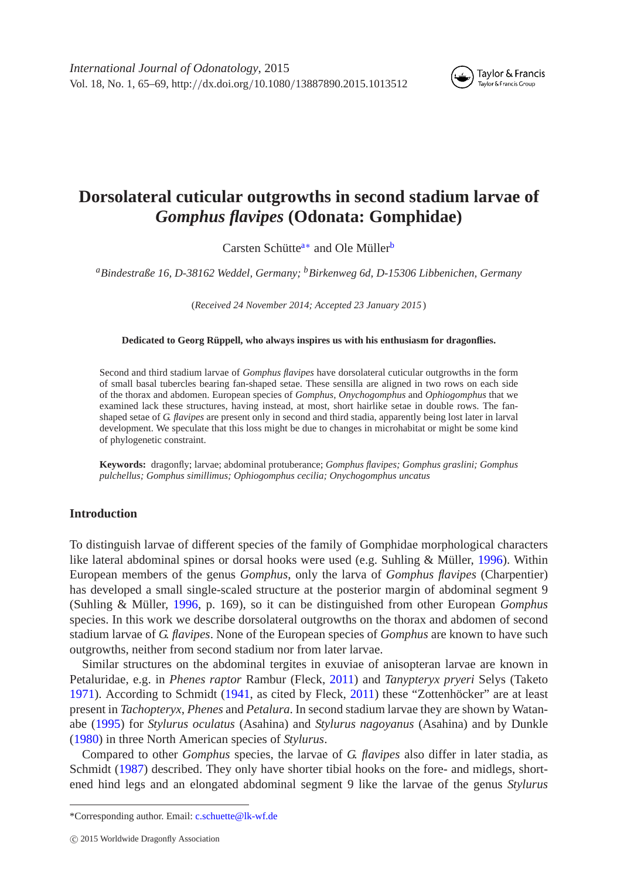# Dorsolateral cuticular outgrowths in second stadium larvae of *Gomphus flavipes* (Odonata: Gomphidae)

Carsten Schütte[a*] and Ole Müller[b]

[a]*Bindestraße 16, D-38162 Weddel, Germany;* [b]*Birkenweg 6d, D-15306 Libbenichen, Germany*

(*Received 24 November 2014; Accepted 23 January 2015*)

**Dedicated to Georg Rüppell, who always inspires us with his enthusiasm for dragonflies.**

Second and third stadium larvae of *Gomphus flavipes* have dorsolateral cuticular outgrowths in the form of small basal tubercles bearing fan-shaped setae. These sensilla are aligned in two rows on each side of the thorax and abdomen. European species of *Gomphus*, *Onychogomphus* and *Ophiogomphus* that we examined lack these structures, having instead, at most, short hairlike setae in double rows. The fan-shaped setae of *G. flavipes* are present only in second and third stadia, apparently being lost later in larval development. We speculate that this loss might be due to changes in microhabitat or might be some kind of phylogenetic constraint.

**Keywords:** dragonfly; larvae; abdominal protuberance; *Gomphus flavipes; Gomphus graslini; Gomphus pulchellus; Gomphus simillimus; Ophiogomphus cecilia; Onychogomphus uncatus*

## Introduction

To distinguish larvae of different species of the family of Gomphidae morphological characters like lateral abdominal spines or dorsal hooks were used (e.g. Suhling & Müller, 1996). Within European members of the genus *Gomphus*, only the larva of *Gomphus flavipes* (Charpentier) has developed a small single-scaled structure at the posterior margin of abdominal segment 9 (Suhling & Müller, 1996, p. 169), so it can be distinguished from other European *Gomphus* species. In this work we describe dorsolateral outgrowths on the thorax and abdomen of second stadium larvae of *G. flavipes*. None of the European species of *Gomphus* are known to have such outgrowths, neither from second stadium nor from later larvae.

Similar structures on the abdominal tergites in exuviae of anisopteran larvae are known in Petaluridae, e.g. in *Phenes raptor* Rambur (Fleck, 2011) and *Tanypteryx pryeri* Selys (Taketo 1971). According to Schmidt (1941, as cited by Fleck, 2011) these "Zottenhöcker" are at least present in *Tachopteryx*, *Phenes* and *Petalura*. In second stadium larvae they are shown by Watanabe (1995) for *Stylurus oculatus* (Asahina) and *Stylurus nagoyanus* (Asahina) and by Dunkle (1980) in three North American species of *Stylurus*.

Compared to other *Gomphus* species, the larvae of *G. flavipes* also differ in later stadia, as Schmidt (1987) described. They only have shorter tibial hooks on the fore- and midlegs, shortened hind legs and an elongated abdominal segment 9 like the larvae of the genus *Stylurus*

*Corresponding author. Email: c.schuette@lk-wf.de

© 2015 Worldwide Dragonfly Association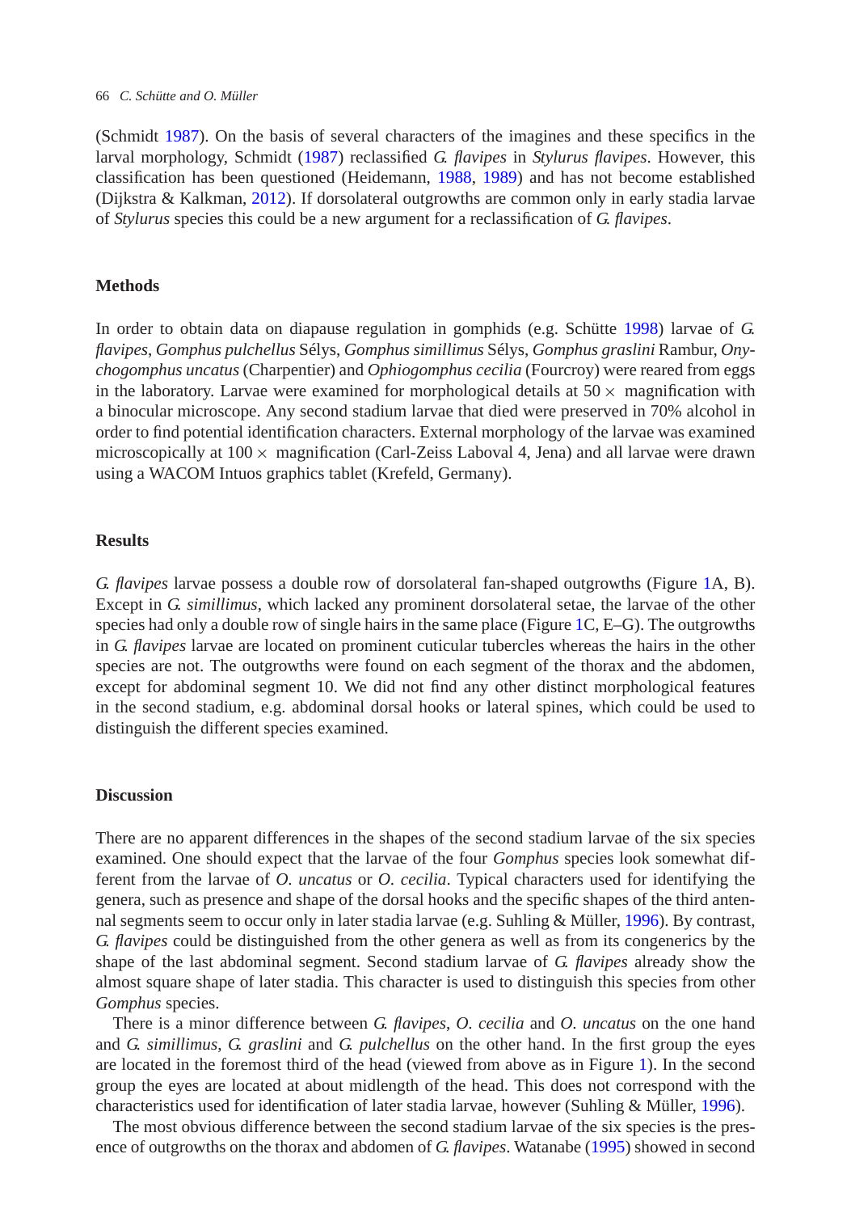(Schmidt 1987). On the basis of several characters of the imagines and these specifics in the larval morphology, Schmidt (1987) reclassified *G. flavipes* in *Stylurus flavipes*. However, this classification has been questioned (Heidemann, 1988, 1989) and has not become established (Dijkstra & Kalkman, 2012). If dorsolateral outgrowths are common only in early stadia larvae of *Stylurus* species this could be a new argument for a reclassification of *G. flavipes*.

## Methods

In order to obtain data on diapause regulation in gomphids (e.g. Schütte 1998) larvae of *G. flavipes*, *Gomphus pulchellus* Sélys, *Gomphus simillimus* Sélys, *Gomphus graslini* Rambur, *Onychogomphus uncatus* (Charpentier) and *Ophiogomphus cecilia* (Fourcroy) were reared from eggs in the laboratory. Larvae were examined for morphological details at 50 × magnification with a binocular microscope. Any second stadium larvae that died were preserved in 70% alcohol in order to find potential identification characters. External morphology of the larvae was examined microscopically at 100 × magnification (Carl-Zeiss Laboval 4, Jena) and all larvae were drawn using a WACOM Intuos graphics tablet (Krefeld, Germany).

## Results

*G. flavipes* larvae possess a double row of dorsolateral fan-shaped outgrowths (Figure 1A, B). Except in *G. simillimus*, which lacked any prominent dorsolateral setae, the larvae of the other species had only a double row of single hairs in the same place (Figure 1C, E–G). The outgrowths in *G. flavipes* larvae are located on prominent cuticular tubercles whereas the hairs in the other species are not. The outgrowths were found on each segment of the thorax and the abdomen, except for abdominal segment 10. We did not find any other distinct morphological features in the second stadium, e.g. abdominal dorsal hooks or lateral spines, which could be used to distinguish the different species examined.

## Discussion

There are no apparent differences in the shapes of the second stadium larvae of the six species examined. One should expect that the larvae of the four *Gomphus* species look somewhat different from the larvae of *O. uncatus* or *O. cecilia*. Typical characters used for identifying the genera, such as presence and shape of the dorsal hooks and the specific shapes of the third antennal segments seem to occur only in later stadia larvae (e.g. Suhling & Müller, 1996). By contrast, *G. flavipes* could be distinguished from the other genera as well as from its congenerics by the shape of the last abdominal segment. Second stadium larvae of *G. flavipes* already show the almost square shape of later stadia. This character is used to distinguish this species from other *Gomphus* species.

There is a minor difference between *G. flavipes*, *O. cecilia* and *O. uncatus* on the one hand and *G. simillimus*, *G. graslini* and *G. pulchellus* on the other hand. In the first group the eyes are located in the foremost third of the head (viewed from above as in Figure 1). In the second group the eyes are located at about midlength of the head. This does not correspond with the characteristics used for identification of later stadia larvae, however (Suhling & Müller, 1996).

The most obvious difference between the second stadium larvae of the six species is the presence of outgrowths on the thorax and abdomen of *G. flavipes*. Watanabe (1995) showed in second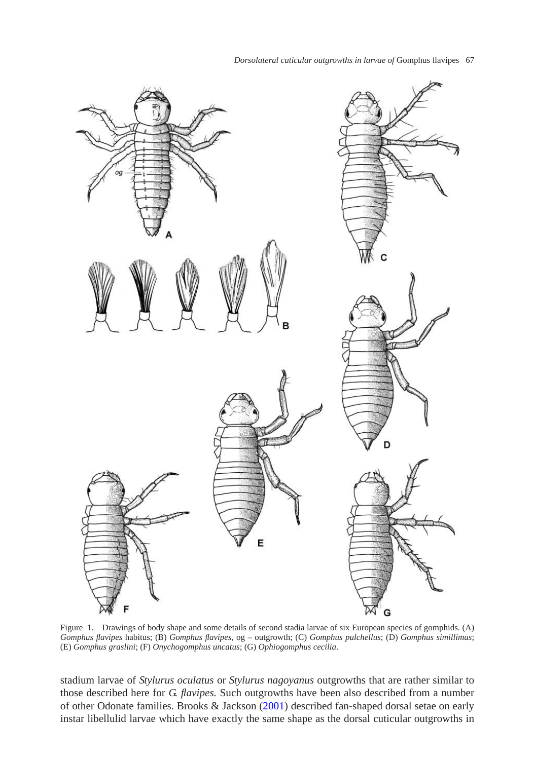Figure 1. Drawings of body shape and some details of second stadia larvae of six European species of gomphids. (A) *Gomphus flavipes* habitus; (B) *Gomphus flavipes*, og – outgrowth; (C) *Gomphus pulchellus*; (D) *Gomphus simillimus*; (E) *Gomphus graslini*; (F) *Onychogomphus uncatus*; (G) *Ophiogomphus cecilia*.

stadium larvae of *Stylurus oculatus* or *Stylurus nagoyanus* outgrowths that are rather similar to those described here for *G. flavipes.* Such outgrowths have been also described from a number of other Odonate families. Brooks & Jackson (2001) described fan-shaped dorsal setae on early instar libellulid larvae which have exactly the same shape as the dorsal cuticular outgrowths in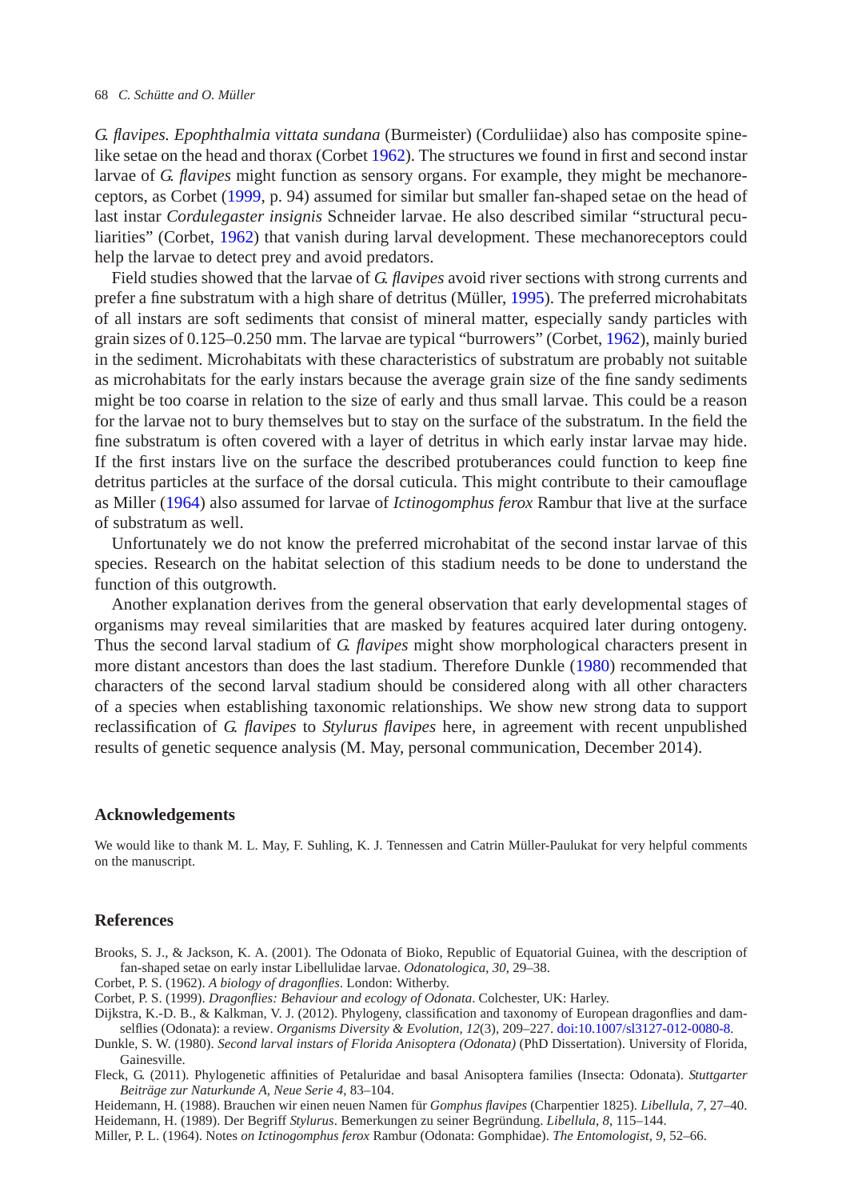*G. flavipes*. *Epophthalmia vittata sundana* (Burmeister) (Corduliidae) also has composite spine-like setae on the head and thorax (Corbet 1962). The structures we found in first and second instar larvae of *G. flavipes* might function as sensory organs. For example, they might be mechanoreceptors, as Corbet (1999, p. 94) assumed for similar but smaller fan-shaped setae on the head of last instar *Cordulegaster insignis* Schneider larvae. He also described similar "structural peculiarities" (Corbet, 1962) that vanish during larval development. These mechanoreceptors could help the larvae to detect prey and avoid predators.

Field studies showed that the larvae of *G. flavipes* avoid river sections with strong currents and prefer a fine substratum with a high share of detritus (Müller, 1995). The preferred microhabitats of all instars are soft sediments that consist of mineral matter, especially sandy particles with grain sizes of 0.125–0.250 mm. The larvae are typical "burrowers" (Corbet, 1962), mainly buried in the sediment. Microhabitats with these characteristics of substratum are probably not suitable as microhabitats for the early instars because the average grain size of the fine sandy sediments might be too coarse in relation to the size of early and thus small larvae. This could be a reason for the larvae not to bury themselves but to stay on the surface of the substratum. In the field the fine substratum is often covered with a layer of detritus in which early instar larvae may hide. If the first instars live on the surface the described protuberances could function to keep fine detritus particles at the surface of the dorsal cuticula. This might contribute to their camouflage as Miller (1964) also assumed for larvae of *Ictinogomphus ferox* Rambur that live at the surface of substratum as well.

Unfortunately we do not know the preferred microhabitat of the second instar larvae of this species. Research on the habitat selection of this stadium needs to be done to understand the function of this outgrowth.

Another explanation derives from the general observation that early developmental stages of organisms may reveal similarities that are masked by features acquired later during ontogeny. Thus the second larval stadium of *G. flavipes* might show morphological characters present in more distant ancestors than does the last stadium. Therefore Dunkle (1980) recommended that characters of the second larval stadium should be considered along with all other characters of a species when establishing taxonomic relationships. We show new strong data to support reclassification of *G. flavipes* to *Stylurus flavipes* here, in agreement with recent unpublished results of genetic sequence analysis (M. May, personal communication, December 2014).

## Acknowledgements

We would like to thank M. L. May, F. Suhling, K. J. Tennessen and Catrin Müller-Paulukat for very helpful comments on the manuscript.

## References

Brooks, S. J., & Jackson, K. A. (2001). The Odonata of Bioko, Republic of Equatorial Guinea, with the description of fan-shaped setae on early instar Libellulidae larvae. *Odonatologica*, *30*, 29–38.

Corbet, P. S. (1962). *A biology of dragonflies*. London: Witherby.

Corbet, P. S. (1999). *Dragonflies: Behaviour and ecology of Odonata*. Colchester, UK: Harley.

Dijkstra, K.-D. B., & Kalkman, V. J. (2012). Phylogeny, classification and taxonomy of European dragonflies and damselflies (Odonata): a review. *Organisms Diversity & Evolution*, *12*(3), 209–227. doi:10.1007/sl3127-012-0080-8.

Dunkle, S. W. (1980). *Second larval instars of Florida Anisoptera (Odonata)* (PhD Dissertation). University of Florida, Gainesville.

Fleck, G. (2011). Phylogenetic affinities of Petaluridae and basal Anisoptera families (Insecta: Odonata). *Stuttgarter Beiträge zur Naturkunde A, Neue Serie 4*, 83–104.

Heidemann, H. (1988). Brauchen wir einen neuen Namen für *Gomphus flavipes* (Charpentier 1825). *Libellula*, *7*, 27–40.

Heidemann, H. (1989). Der Begriff *Stylurus*. Bemerkungen zu seiner Begründung. *Libellula*, *8*, 115–144.

Miller, P. L. (1964). Notes *on Ictinogomphus ferox* Rambur (Odonata: Gomphidae). *The Entomologist*, *9*, 52–66.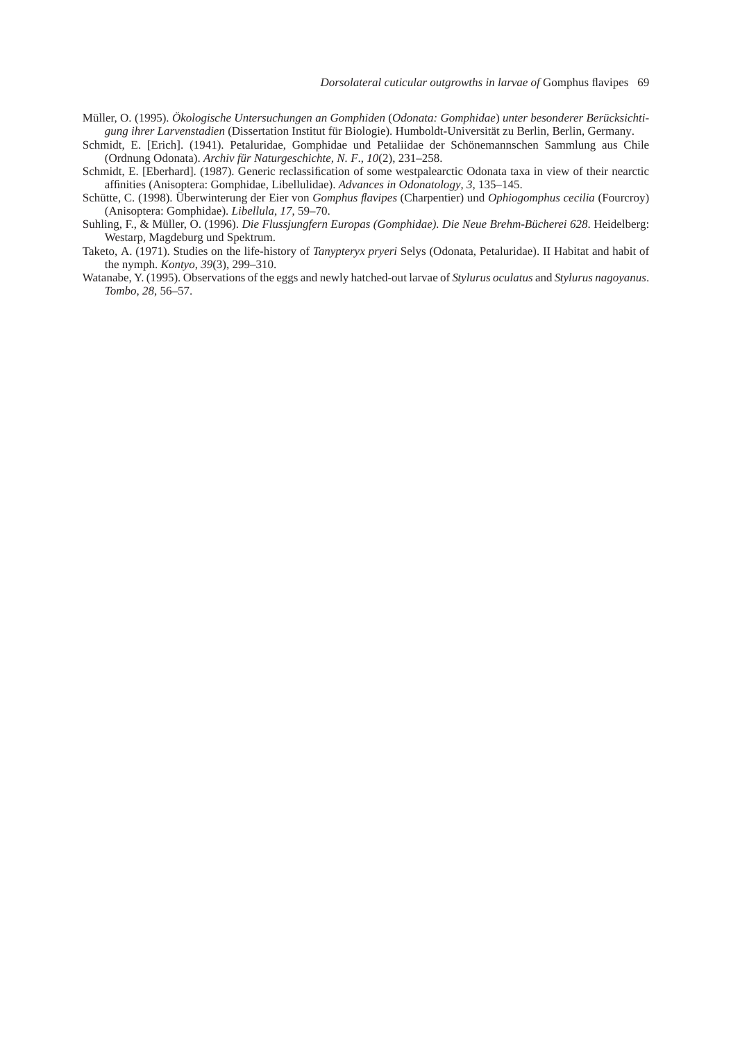Müller, O. (1995). *Ökologische Untersuchungen an Gomphiden* (*Odonata: Gomphidae*) *unter besonderer Berücksichtigung ihrer Larvenstadien* (Dissertation Institut für Biologie). Humboldt-Universität zu Berlin, Berlin, Germany.

Schmidt, E. [Erich]. (1941). Petaluridae, Gomphidae und Petaliidae der Schönemannschen Sammlung aus Chile (Ordnung Odonata). *Archiv für Naturgeschichte, N. F.*, *10*(2), 231–258.

Schmidt, E. [Eberhard]. (1987). Generic reclassification of some westpalearctic Odonata taxa in view of their nearctic affinities (Anisoptera: Gomphidae, Libellulidae). *Advances in Odonatology*, *3*, 135–145.

Schütte, C. (1998). Überwinterung der Eier von *Gomphus flavipes* (Charpentier) und *Ophiogomphus cecilia* (Fourcroy) (Anisoptera: Gomphidae). *Libellula*, *17*, 59–70.

Suhling, F., & Müller, O. (1996). *Die Flussjungfern Europas (Gomphidae). Die Neue Brehm-Bücherei 628*. Heidelberg: Westarp, Magdeburg und Spektrum.

Taketo, A. (1971). Studies on the life-history of *Tanypteryx pryeri* Selys (Odonata, Petaluridae). II Habitat and habit of the nymph. *Kontyo*, *39*(3), 299–310.

Watanabe, Y. (1995). Observations of the eggs and newly hatched-out larvae of *Stylurus oculatus* and *Stylurus nagoyanus*. *Tombo*, *28*, 56–57.